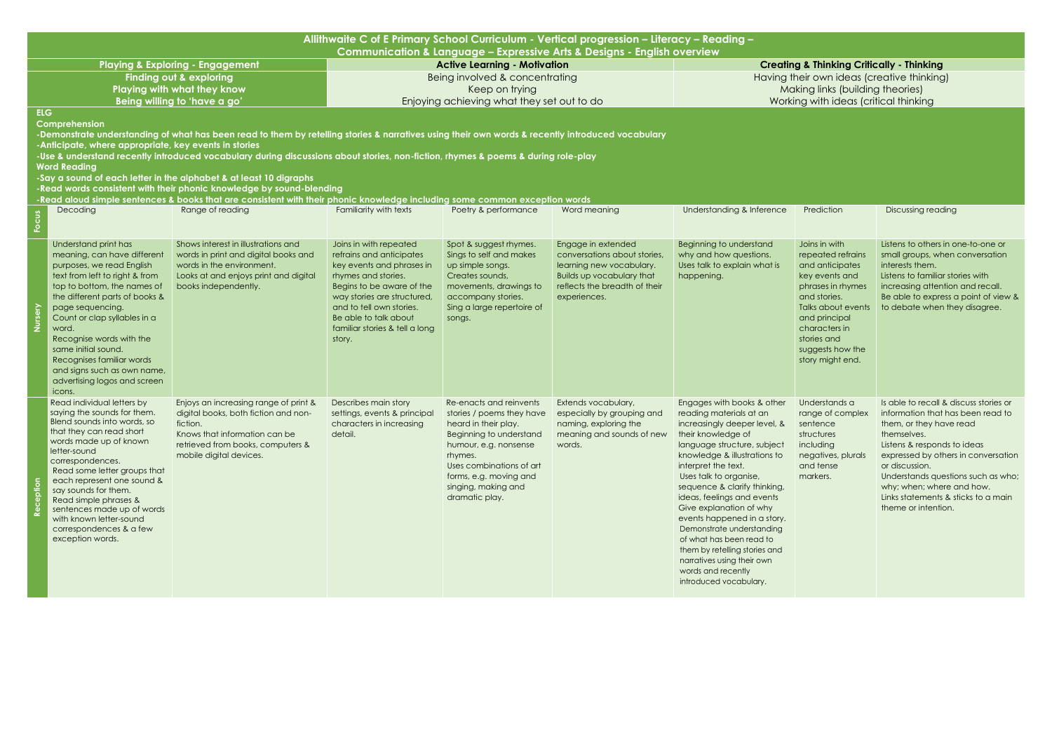# Allithwaite C of E Primary School Curriculum - Vertical progression – Literacy – Reading – Communication & Language – Expressive Arts & Designs - English overview

| Playing & Exploring - Engagement | Active Learning - Motivation | Creating & Thinking Critically - Thinking |
|---|---|---|
| Finding out & exploring | Being involved & concentrating | Having their own ideas (creative thinking) |
| Playing with what they know | Keep on trying | Making links (building theories) |
| Being willing to 'have a go' | Enjoying achieving what they set out to do | Working with ideas (critical thinking |

**ELG**

**Comprehension**

**-Demonstrate understanding of what has been read to them by retelling stories & narratives using their own words & recently introduced vocabulary**

**-Anticipate, where appropriate, key events in stories**

**-Use & understand recently introduced vocabulary during discussions about stories, non-fiction, rhymes & poems & during role-play**

**Word Reading**

**-Say a sound of each letter in the alphabet & at least 10 digraphs**

**-Read words consistent with their phonic knowledge by sound-blending**

**-Read aloud simple sentences & books that are consistent with their phonic knowledge including some common exception words**

| Focus | Decoding | Range of reading | Familiarity with texts | Poetry & performance | Word meaning | Understanding & Inference | Prediction | Discussing reading |
|---|---|---|---|---|---|---|---|---|
| Nursery | Understand print has meaning, can have different purposes, we read English text from left to right & from top to bottom, the names of the different parts of books & page sequencing.<br>Count or clap syllables in a word.<br>Recognise words with the same initial sound.<br>Recognises familiar words and signs such as own name, advertising logos and screen icons. | Shows interest in illustrations and words in print and digital books and words in the environment.<br>Looks at and enjoys print and digital books independently. | Joins in with repeated refrains and anticipates key events and phrases in rhymes and stories.<br>Begins to be aware of the way stories are structured, and to tell own stories.<br>Be able to talk about familiar stories & tell a long story. | Spot & suggest rhymes.<br>Sings to self and makes up simple songs.<br>Creates sounds, movements, drawings to accompany stories.<br>Sing a large repertoire of songs. | Engage in extended conversations about stories, learning new vocabulary.<br>Builds up vocabulary that reflects the breadth of their experiences. | Beginning to understand why and how questions.<br>Uses talk to explain what is happening. | Joins in with repeated refrains and anticipates key events and phrases in rhymes and stories.<br>Talks about events and principal characters in stories and suggests how the story might end. | Listens to others in one-to-one or small groups, when conversation interests them.<br>Listens to familiar stories with increasing attention and recall.<br>Be able to express a point of view & to debate when they disagree. |
| Reception | Read individual letters by saying the sounds for them.<br>Blend sounds into words, so that they can read short words made up of known letter-sound correspondences.<br>Read some letter groups that each represent one sound & say sounds for them.<br>Read simple phrases & sentences made up of words with known letter-sound correspondences & a few exception words. | Enjoys an increasing range of print & digital books, both fiction and non-fiction.<br>Knows that information can be retrieved from books, computers & mobile digital devices. | Describes main story settings, events & principal characters in increasing detail. | Re-enacts and reinvents stories / poems they have heard in their play.<br>Beginning to understand humour, e.g. nonsense rhymes.<br>Uses combinations of art forms, e.g. moving and singing, making and dramatic play. | Extends vocabulary, especially by grouping and naming, exploring the meaning and sounds of new words. | Engages with books & other reading materials at an increasingly deeper level, & their knowledge of language structure, subject knowledge & illustrations to interpret the text.<br>Uses talk to organise, sequence & clarify thinking, ideas, feelings and events<br>Give explanation of why events happened in a story.<br>Demonstrate understanding of what has been read to them by retelling stories and narratives using their own words and recently introduced vocabulary. | Understands a range of complex sentence structures including negatives, plurals and tense markers. | Is able to recall & discuss stories or information that has been read to them, or they have read themselves.<br>Listens & responds to ideas expressed by others in conversation or discussion.<br>Understands questions such as who; why; when; where and how.<br>Links statements & sticks to a main theme or intention. |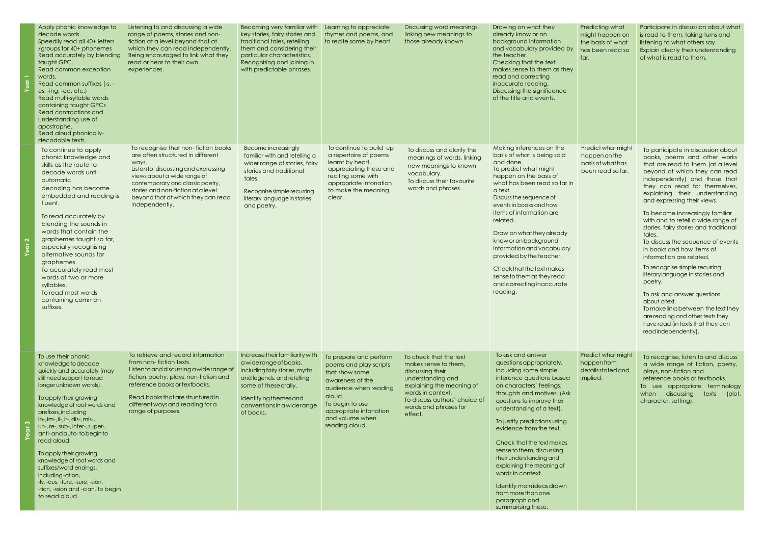| | | | | | | | | |
|---|---|---|---|---|---|---|---|---|
| Year 1 | Apply phonic knowledge to decode words.<br>Speedily read all 40+ letters /groups for 40+ phonemes<br>Read accurately by blending taught GPC.<br>Read common exception words.<br>Read common suffixes (-s, -es, -ing, -ed, etc.)<br>Read multi-syllable words containing taught GPCs<br>Read contractions and understanding use of apostrophe.<br>Read aloud phonically-decodable texts. | Listening to and discussing a wide range of poems, stories and non-fiction at a level beyond that at which they can read independently.<br>Being encouraged to link what they read or hear to their own experiences. | Becoming very familiar with key stories, fairy stories and traditional tales, retelling them and considering their particular characteristics.<br>Recognising and joining in with predictable phrases. | Learning to appreciate rhymes and poems, and to recite some by heart. | Discussing word meanings, linking new meanings to those already known. | Drawing on what they already know or on background information and vocabulary provided by the teacher.<br>Checking that the text makes sense to them as they read and correcting inaccurate reading.<br>Discussing the significance of the title and events. | Predicting what might happen on the basis of what has been read so far. | Participate in discussion about what is read to them, taking turns and listening to what others say.<br>Explain clearly their understanding of what is read to them. |
| Year 2 | To continue to apply phonic knowledge and skills as the route to decode words until automatic decoding has become embedded and reading is fluent.<br><br>To read accurately by blending the sounds in words that contain the graphemes taught so far, especially recognising alternative sounds for graphemes.<br>To accurately read most words of two or more syllables.<br>To read most words containing common suffixes. | To recognise that non- fiction books are often structured in different ways.<br>Listen to, discussing and expressing views about a wide range of contemporary and classic poetry, stories and non-fiction at a level beyond that at which they can read independently. | Become increasingly familiar with and retelling a wider range of stories, fairy stories and traditional tales.<br><br>Recognise simple recurring literary language in stories and poetry. | To continue to build up a repertoire of poems learnt by heart, appreciating these and reciting some with appropriate intonation to make the meaning clear. | To discuss and clarify the meanings of words, linking new meanings to known vocabulary.<br>To discuss their favourite words and phrases. | Making inferences on the basis of what is being said and done.<br>To predict what might happen on the basis of what has been read so far in a text.<br>Discuss the sequence of events in books and how items of information are related.<br><br>Draw on what they already know or on background information and vocabulary provided by the teacher.<br><br>Check that the text makes sense to them as they read and correcting inaccurate reading. | Predict what might happen on the basis of what has been read so far. | To participate in discussion about books, poems and other works that are read to them (at a level beyond at which they can read independently) and those that they can read for themselves, explaining their understanding and expressing their views.<br><br>To become increasingly familiar with and to retell a wide range of stories, fairy stories and traditional tales.<br>To discuss the sequence of events in books and how items of information are related.<br><br>To recognise simple recurring literary language in stories and poetry.<br><br>To ask and answer questions about a text.<br>To make links between the text they are reading and other texts they have read (in texts that they can read independently). |
| Year 3 | To use their phonic knowledge to decode quickly and accurately (may still need support to read longer unknown words).<br><br>To apply their growing knowledge of root words and prefixes, including in-, im-, il-, ir-, dis-, mis-, un-, re-, sub-, inter-, super-, anti- and auto- to begin to read aloud.<br><br>To apply their growing knowledge of root words and suffixes/word endings, including -ation, -ly, -ous, -ture, -sure, -sion, -tion, -ssion and -cian, to begin to read aloud. | To retrieve and record information from non- fiction texts.<br>Listen to and discussing a wide range of fiction, poetry, plays, non-fiction and reference books or textbooks.<br><br>Read books that are structured in different ways and reading for a range of purposes. | Increase their familiarity with a wide range of books, including fairy stories, myths and legends, and retelling some of these orally.<br><br>Identifying themes and conventions in a wide range of books. | To prepare and perform poems and play scripts that show some awareness of the audience when reading aloud.<br>To begin to use appropriate intonation and volume when reading aloud. | To check that the text makes sense to them, discussing their understanding and explaining the meaning of words in context.<br>To discuss authors' choice of words and phrases for effect. | To ask and answer questions appropriately, including some simple inference questions based on characters' feelings, thoughts and motives. (Ask questions to improve their understanding of a text).<br><br>To justify predictions using evidence from the text.<br><br>Check that the text makes sense to them, discussing their understanding and explaining the meaning of words in context.<br><br>Identify main ideas drawn from more than one paragraph and summarising these. | Predict what might happen from details stated and implied. | To recognise, listen to and discuss a wide range of fiction, poetry, plays, non-fiction and reference books or textbooks.<br>To use appropriate terminology when discussing texts (plot, character, setting). |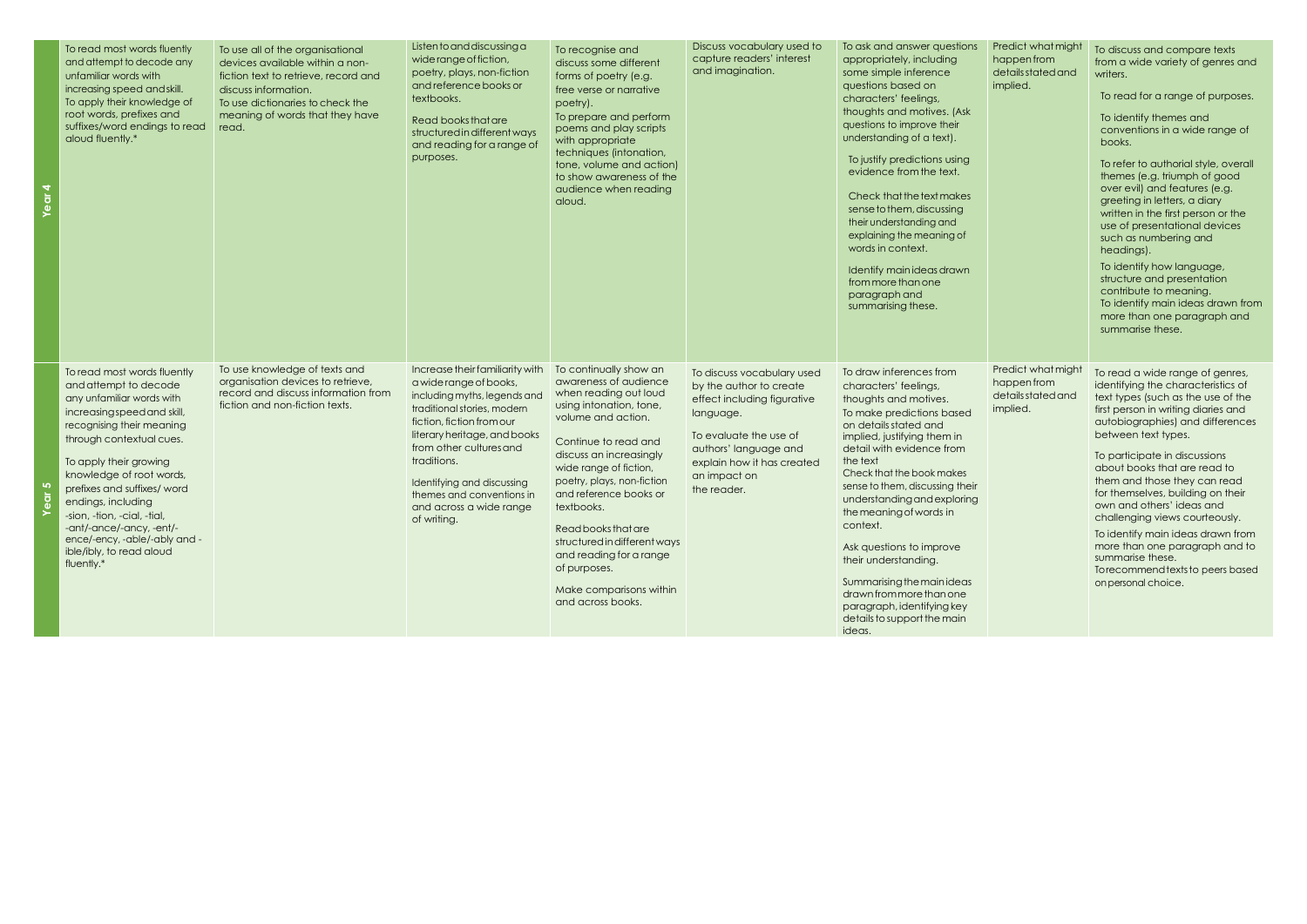| | | | | | | | | |
|---|---|---|---|---|---|---|---|---|
| **Year 4** | To read most words fluently and attempt to decode any unfamiliar words with increasing speed and skill.<br>To apply their knowledge of root words, prefixes and suffixes/word endings to read aloud fluently.* | To use all of the organisational devices available within a non-fiction text to retrieve, record and discuss information.<br>To use dictionaries to check the meaning of words that they have read. | Listen to and discussing a wide range of fiction, poetry, plays, non-fiction and reference books or textbooks.<br><br>Read books that are structured in different ways and reading for a range of purposes. | To recognise and discuss some different forms of poetry (e.g. free verse or narrative poetry).<br>To prepare and perform poems and play scripts with appropriate techniques (intonation, tone, volume and action) to show awareness of the audience when reading aloud. | Discuss vocabulary used to capture readers' interest and imagination. | To ask and answer questions appropriately, including some simple inference questions based on characters' feelings, thoughts and motives. (Ask questions to improve their understanding of a text).<br><br>To justify predictions using evidence from the text.<br><br>Check that the text makes sense to them, discussing their understanding and explaining the meaning of words in context.<br><br>Identify main ideas drawn from more than one paragraph and summarising these. | Predict what might happen from details stated and implied. | To discuss and compare texts from a wide variety of genres and writers.<br><br>To read for a range of purposes.<br><br>To identify themes and conventions in a wide range of books.<br><br>To refer to authorial style, overall themes (e.g. triumph of good over evil) and features (e.g. greeting in letters, a diary written in the first person or the use of presentational devices such as numbering and headings).<br><br>To identify how language, structure and presentation contribute to meaning.<br>To identify main ideas drawn from more than one paragraph and summarise these. |
| **Year 5** | To read most words fluently and attempt to decode any unfamiliar words with increasing speed and skill, recognising their meaning through contextual cues.<br><br>To apply their growing knowledge of root words, prefixes and suffixes/ word endings, including -sion, -tion, -cial, -tial, -ant/-ance/-ancy, -ent/-ence/-ency, -able/-ably and -ible/ibly, to read aloud fluently.* | To use knowledge of texts and organisation devices to retrieve, record and discuss information from fiction and non-fiction texts. | Increase their familiarity with a wide range of books, including myths, legends and traditional stories, modern fiction, fiction from our literary heritage, and books from other cultures and traditions.<br><br>Identifying and discussing themes and conventions in and across a wide range of writing. | To continually show an awareness of audience when reading out loud using intonation, tone, volume and action.<br><br>Continue to read and discuss an increasingly wide range of fiction, poetry, plays, non-fiction and reference books or textbooks.<br><br>Read books that are structured in different ways and reading for a range of purposes.<br><br>Make comparisons within and across books. | To discuss vocabulary used by the author to create effect including figurative language.<br><br>To evaluate the use of authors' language and explain how it has created an impact on the reader. | To draw inferences from characters' feelings, thoughts and motives.<br>To make predictions based on details stated and implied, justifying them in detail with evidence from the text<br>Check that the book makes sense to them, discussing their understanding and exploring the meaning of words in context.<br><br>Ask questions to improve their understanding.<br><br>Summarising the main ideas drawn from more than one paragraph, identifying key details to support the main ideas. | Predict what might happen from details stated and implied. | To read a wide range of genres, identifying the characteristics of text types (such as the use of the first person in writing diaries and autobiographies) and differences between text types.<br><br>To participate in discussions about books that are read to them and those they can read for themselves, building on their own and others' ideas and challenging views courteously.<br><br>To identify main ideas drawn from more than one paragraph and to summarise these.<br>To recommend texts to peers based on personal choice. |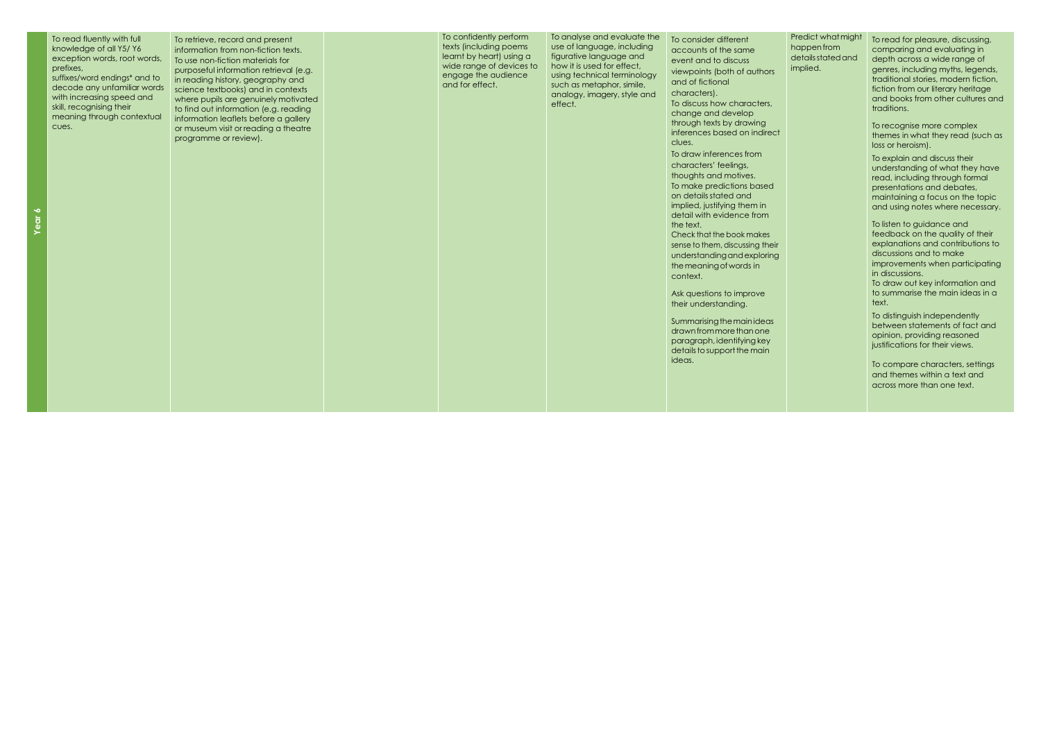| | | | | | | | | | |
|---|---|---|---|---|---|---|---|---|---|
| **Year 6** | To read fluently with full knowledge of all Y5/ Y6 exception words, root words, prefixes, suffixes/word endings* and to decode any unfamiliar words with increasing speed and skill, recognising their meaning through contextual cues. | To retrieve, record and present information from non-fiction texts. To use non-fiction materials for purposeful information retrieval (e.g. in reading history, geography and science textbooks) and in contexts where pupils are genuinely motivated to find out information (e.g. reading information leaflets before a gallery or museum visit or reading a theatre programme or review). | | To confidently perform texts (including poems learnt by heart) using a wide range of devices to engage the audience and for effect. | To analyse and evaluate the use of language, including figurative language and how it is used for effect, using technical terminology such as metaphor, simile, analogy, imagery, style and effect. | To consider different accounts of the same event and to discuss viewpoints (both of authors and of fictional characters).<br>To discuss how characters, change and develop through texts by drawing inferences based on indirect clues.<br>To draw inferences from characters' feelings, thoughts and motives.<br>To make predictions based on details stated and implied, justifying them in detail with evidence from the text.<br>Check that the book makes sense to them, discussing their understanding and exploring the meaning of words in context.<br><br>Ask questions to improve their understanding.<br><br>Summarising the main ideas drawn from more than one paragraph, identifying key details to support the main ideas. | Predict what might happen from details stated and implied. | To read for pleasure, discussing, comparing and evaluating in depth across a wide range of genres, including myths, legends, traditional stories, modern fiction, fiction from our literary heritage and books from other cultures and traditions.<br><br>To recognise more complex themes in what they read (such as loss or heroism).<br><br>To explain and discuss their understanding of what they have read, including through formal presentations and debates, maintaining a focus on the topic and using notes where necessary.<br><br>To listen to guidance and feedback on the quality of their explanations and contributions to discussions and to make improvements when participating in discussions.<br>To draw out key information and to summarise the main ideas in a text.<br><br>To distinguish independently between statements of fact and opinion, providing reasoned justifications for their views.<br><br>To compare characters, settings and themes within a text and across more than one text. |